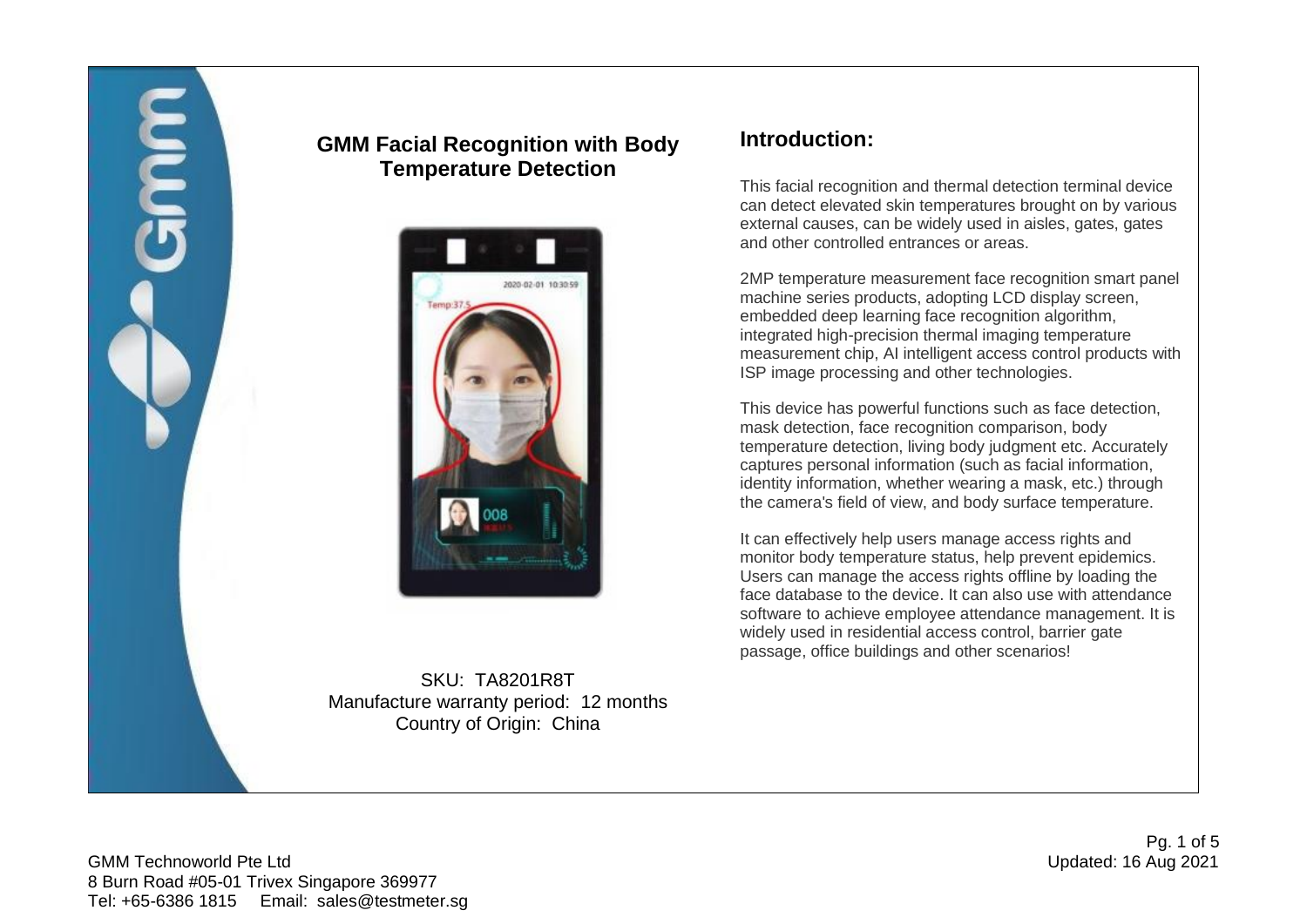# GMM Facial Recognition with Body Temperature Detection

SKU: TA8201R8T
Manufacture warranty period: 12 months
Country of Origin: China

## Introduction:

This facial recognition and thermal detection terminal device can detect elevated skin temperatures brought on by various external causes, can be widely used in aisles, gates, gates and other controlled entrances or areas.

2MP temperature measurement face recognition smart panel machine series products, adopting LCD display screen, embedded deep learning face recognition algorithm, integrated high-precision thermal imaging temperature measurement chip, AI intelligent access control products with ISP image processing and other technologies.

This device has powerful functions such as face detection, mask detection, face recognition comparison, body temperature detection, living body judgment etc. Accurately captures personal information (such as facial information, identity information, whether wearing a mask, etc.) through the camera's field of view, and body surface temperature.

It can effectively help users manage access rights and monitor body temperature status, help prevent epidemics. Users can manage the access rights offline by loading the face database to the device. It can also use with attendance software to achieve employee attendance management. It is widely used in residential access control, barrier gate passage, office buildings and other scenarios!

Updated: 16 Aug 2021

GMM Technoworld Pte Ltd
8 Burn Road #05-01 Trivex Singapore 369977
Tel: +65-6386 1815 Email: sales@testmeter.sg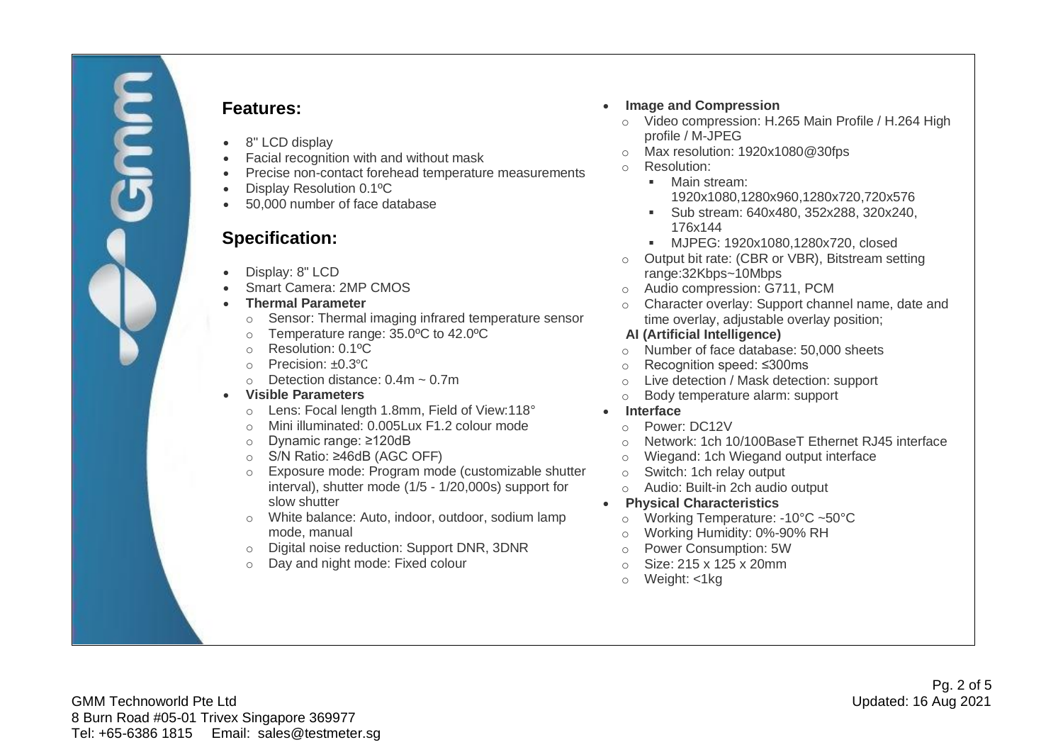## Features:

- 8" LCD display
- Facial recognition with and without mask
- Precise non-contact forehead temperature measurements
- Display Resolution 0.1ºC
- 50,000 number of face database

## Specification:

- Display: 8" LCD
- Smart Camera: 2MP CMOS
- **Thermal Parameter**
  - Sensor: Thermal imaging infrared temperature sensor
  - Temperature range: 35.0ºC to 42.0ºC
  - Resolution: 0.1ºC
  - Precision: ±0.3℃
  - Detection distance: 0.4m ~ 0.7m
- **Visible Parameters**
  - Lens: Focal length 1.8mm, Field of View:118°
  - Mini illuminated: 0.005Lux F1.2 colour mode
  - Dynamic range: ≥120dB
  - S/N Ratio: ≥46dB (AGC OFF)
  - Exposure mode: Program mode (customizable shutter interval), shutter mode (1/5 - 1/20,000s) support for slow shutter
  - White balance: Auto, indoor, outdoor, sodium lamp mode, manual
  - Digital noise reduction: Support DNR, 3DNR
  - Day and night mode: Fixed colour
- **Image and Compression**
  - Video compression: H.265 Main Profile / H.264 High profile / M-JPEG
  - Max resolution: 1920x1080@30fps
  - Resolution:
    - Main stream: 1920x1080,1280x960,1280x720,720x576
    - Sub stream: 640x480, 352x288, 320x240, 176x144
    - MJPEG: 1920x1080,1280x720, closed
  - Output bit rate: (CBR or VBR), Bitstream setting range:32Kbps~10Mbps
  - Audio compression: G711, PCM
  - Character overlay: Support channel name, date and time overlay, adjustable overlay position;

  **AI (Artificial Intelligence)**
  - Number of face database: 50,000 sheets
  - Recognition speed: ≤300ms
  - Live detection / Mask detection: support
  - Body temperature alarm: support
- **Interface**
  - Power: DC12V
  - Network: 1ch 10/100BaseT Ethernet RJ45 interface
  - Wiegand: 1ch Wiegand output interface
  - Switch: 1ch relay output
  - Audio: Built-in 2ch audio output
- **Physical Characteristics**
  - Working Temperature: -10°C ~50°C
  - Working Humidity: 0%-90% RH
  - Power Consumption: 5W
  - Size: 215 x 125 x 20mm
  - Weight: <1kg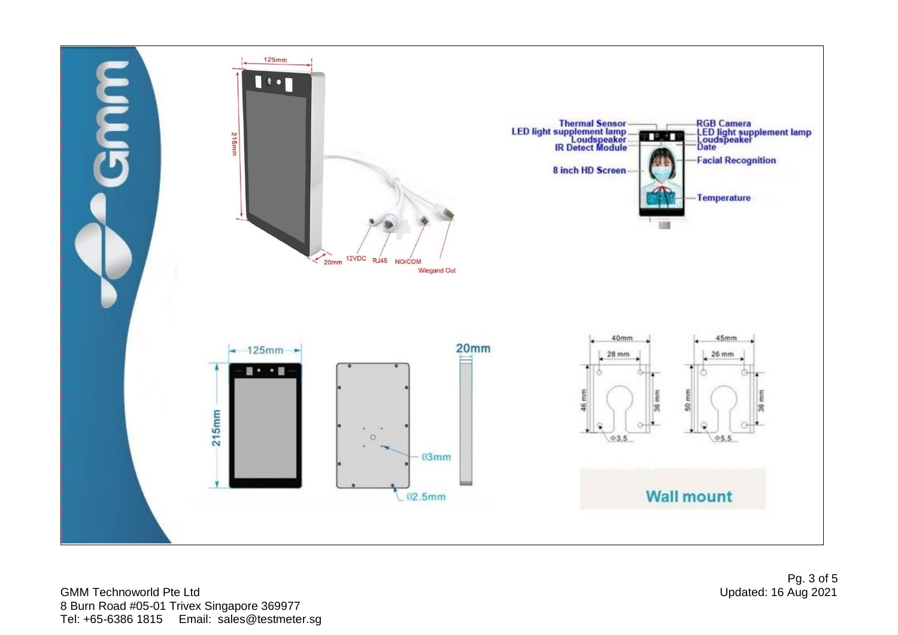125mm

215mm

20mm

12VDC RJ45 NO/COM Wiegand Out

Thermal Sensor
LED light supplement lamp
Loudspeaker
IR Detect Module
8 inch HD Screen

RGB Camera
LED light supplement lamp
Loudspeaker
Date
Facial Recognition
Temperature

125mm

215mm

20mm

Ø3mm

Ø2.5mm

40mm
28 mm
46 mm
36 mm
Φ3.5

45mm
26 mm
50 mm
36 mm
Φ5.5

**Wall mount**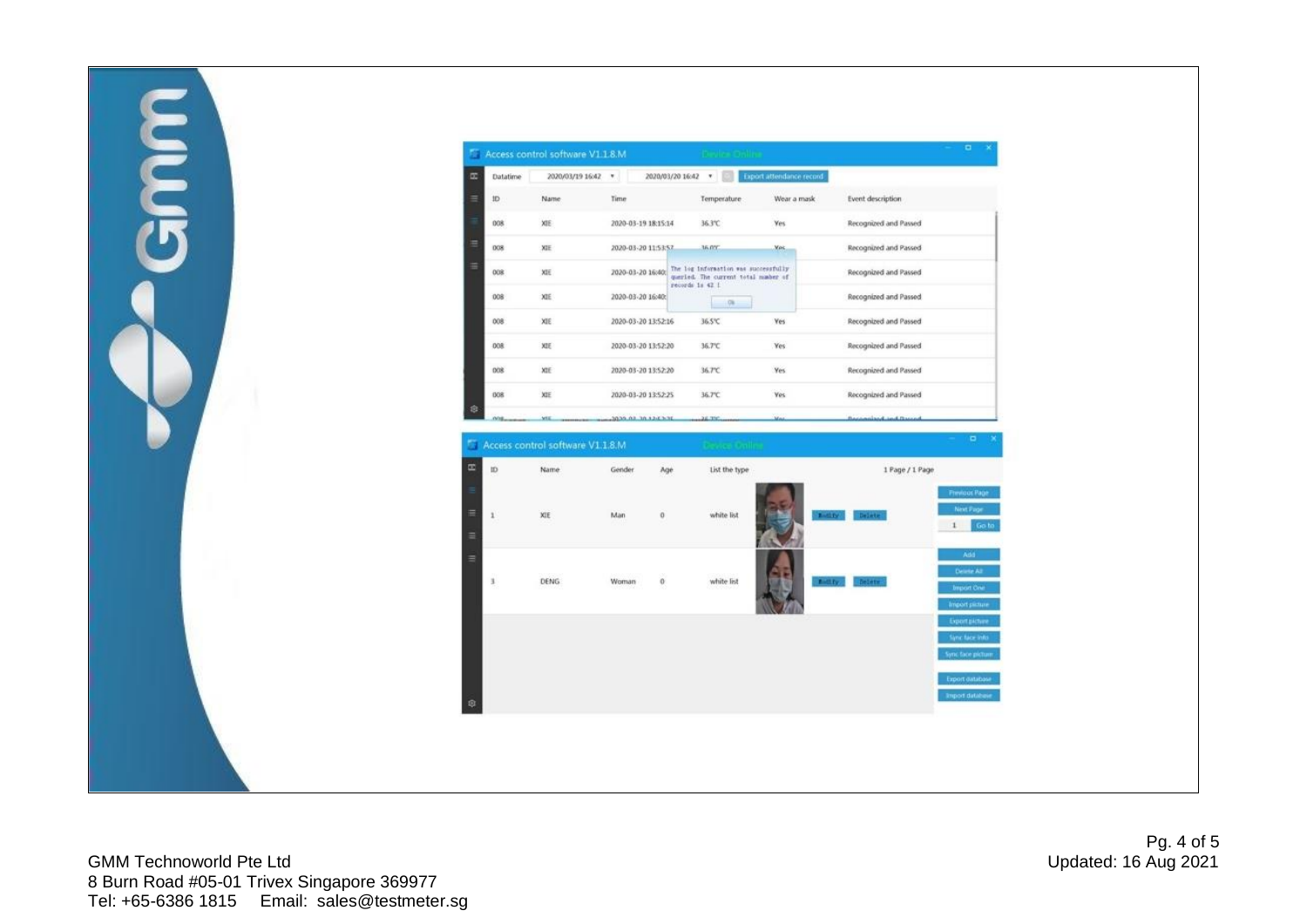Access control software V1.1.8.M

Datatime 2020/03/19 16:42 2020/03/20 16:42 Export attendance record

| ID | Name | Time | Temperature | Wear a mask | Event description |
| --- | --- | --- | --- | --- | --- |
| 008 | XIE | 2020-03-19 18:15:14 | 36.3℃ | Yes | Recognized and Passed |
| 008 | XIE | 2020-03-20 11:53:57 | 36.0℃ | Yes | Recognized and Passed |
| 008 | XIE | 2020-03-20 16:40: | | | Recognized and Passed |
| 008 | XIE | 2020-03-20 16:40: | | | Recognized and Passed |
| 008 | XIE | 2020-03-20 13:52:16 | 36.5℃ | Yes | Recognized and Passed |
| 008 | XIE | 2020-03-20 13:52:20 | 36.7℃ | Yes | Recognized and Passed |
| 008 | XIE | 2020-03-20 13:52:20 | 36.7℃ | Yes | Recognized and Passed |
| 008 | XIE | 2020-03-20 13:52:25 | 36.7℃ | Yes | Recognized and Passed |

The log information was successfully queried. The current total number of records is 42 !

OK

Access control software V1.1.8.M

| ID | Name | Gender | Age | List the type |
| --- | --- | --- | --- | --- |
| 1 | XIE | Man | 0 | white list |
| 3 | DENG | Woman | 0 | white list |

Modify Delete

1 Page / 1 Page

Previous Page, Next Page, Go to, Add, Delete All, Import One, Import picture, Export picture, Sync face info, Sync face picture, Export database, Import database

GMM Technoworld Pte Ltd
8 Burn Road #05-01 Trivex Singapore 369977
Tel: +65-6386 1815 Email: sales@testmeter.sg

Updated: 16 Aug 2021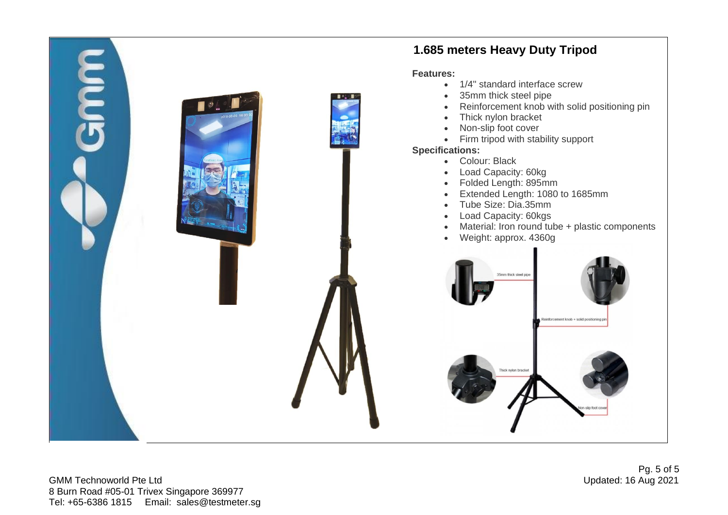## 1.685 meters Heavy Duty Tripod

**Features:**

- 1/4" standard interface screw
- 35mm thick steel pipe
- Reinforcement knob with solid positioning pin
- Thick nylon bracket
- Non-slip foot cover
- Firm tripod with stability support

**Specifications:**

- Colour: Black
- Load Capacity: 60kg
- Folded Length: 895mm
- Extended Length: 1080 to 1685mm
- Tube Size: Dia.35mm
- Load Capacity: 60kgs
- Material: Iron round tube + plastic components
- Weight: approx. 4360g

Updated: 16 Aug 2021

GMM Technoworld Pte Ltd
8 Burn Road #05-01 Trivex Singapore 369977
Tel: +65-6386 1815 Email: sales@testmeter.sg